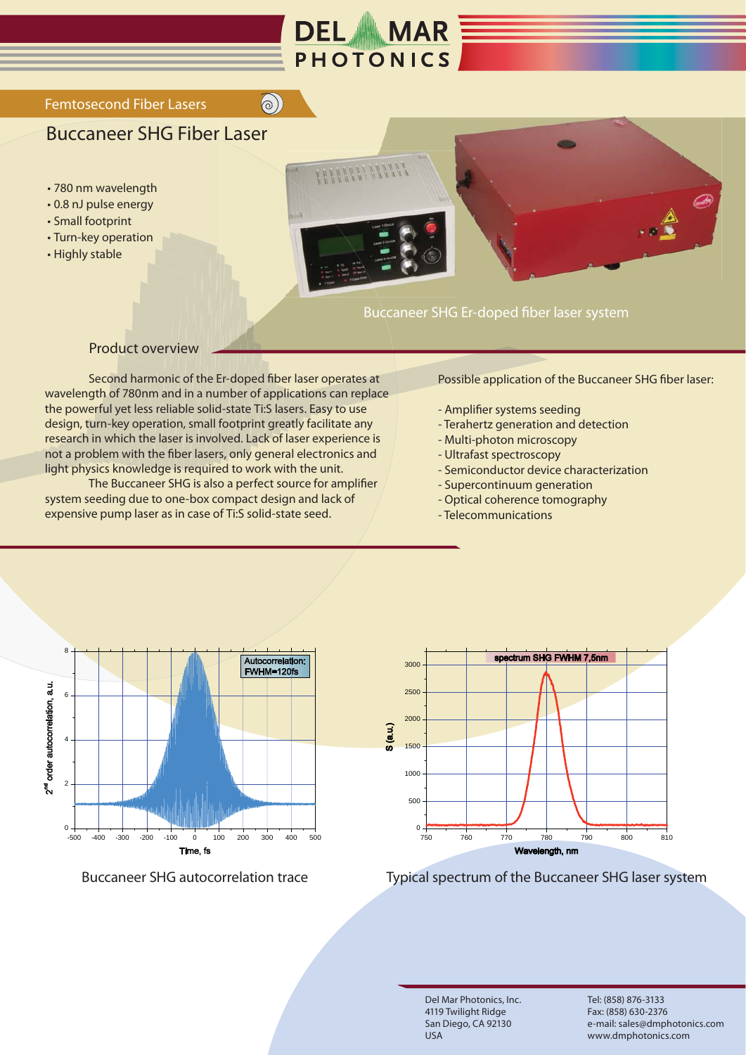# DEL MAR PHOTONICS

Femtosecond Fiber Lasers

## Buccaneer SHG Fiber Laser

- 780 nm wavelength
- 0.8 nJ pulse energy
- Small footprint
- Turn-key operation
- Highly stable

Buccaneer SHG Er-doped fiber laser system

### Product overview

Second harmonic of the Er-doped fiber laser operates at wavelength of 780nm and in a number of applications can replace the powerful yet less reliable solid-state Ti:S lasers. Easy to use design, turn-key operation, small footprint greatly facilitate any research in which the laser is involved. Lack of laser experience is not a problem with the fiber lasers, only general electronics and light physics knowledge is required to work with the unit.

The Buccaneer SHG is also a perfect source for amplifier system seeding due to one-box compact design and lack of expensive pump laser as in case of Ti:S solid-state seed.

Possible application of the Buccaneer SHG fiber laser:

- Amplifier systems seeding
- Terahertz generation and detection
- Multi-photon microscopy
- Ultrafast spectroscopy
- Semiconductor device characterization
- Supercontinuum generation
- Optical coherence tomography
- Telecommunications

Autocorrelation; FWHM=120fs

Buccaneer SHG autocorrelation trace

spectrum SHG FWHM 7,5nm

Typical spectrum of the Buccaneer SHG laser system

Del Mar Photonics, Inc.
4119 Twilight Ridge
San Diego, CA 92130
USA

Tel: (858) 876-3133
Fax: (858) 630-2376
e-mail: sales@dmphotonics.com
www.dmphotonics.com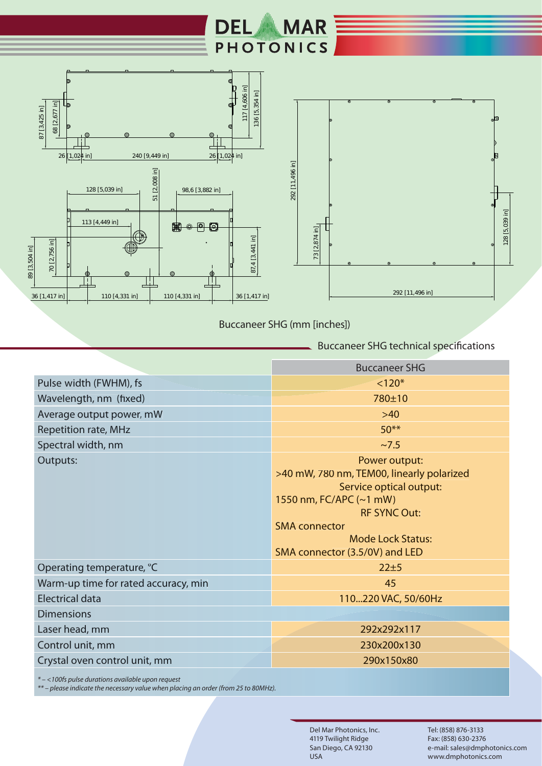Buccaneer SHG (mm [inches])

## Buccaneer SHG technical specifications

| | Buccaneer SHG |
|---|---|
| Pulse width (FWHM), fs | <120* |
| Wavelength, nm (fixed) | 780±10 |
| Average output power, mW | >40 |
| Repetition rate, MHz | 50** |
| Spectral width, nm | ~7.5 |
| Outputs: | Power output: >40 mW, 780 nm, TEM00, linearly polarized<br>Service optical output: 1550 nm, FC/APC (~1 mW)<br>RF SYNC Out: SMA connector<br>Mode Lock Status: SMA connector (3.5/0V) and LED |
| Operating temperature, °C | 22±5 |
| Warm-up time for rated accuracy, min | 45 |
| Electrical data | 110...220 VAC, 50/60Hz |
| Dimensions | |
| Laser head, mm | 292x292x117 |
| Control unit, mm | 230x200x130 |
| Crystal oven control unit, mm | 290x150x80 |

*\* – <100fs pulse durations available upon request*
*\*\* – please indicate the necessary value when placing an order (from 25 to 80MHz).*

Del Mar Photonics, Inc.
4119 Twilight Ridge
San Diego, CA 92130
USA

Tel: (858) 876-3133
Fax: (858) 630-2376
e-mail: sales@dmphotonics.com
www.dmphotonics.com